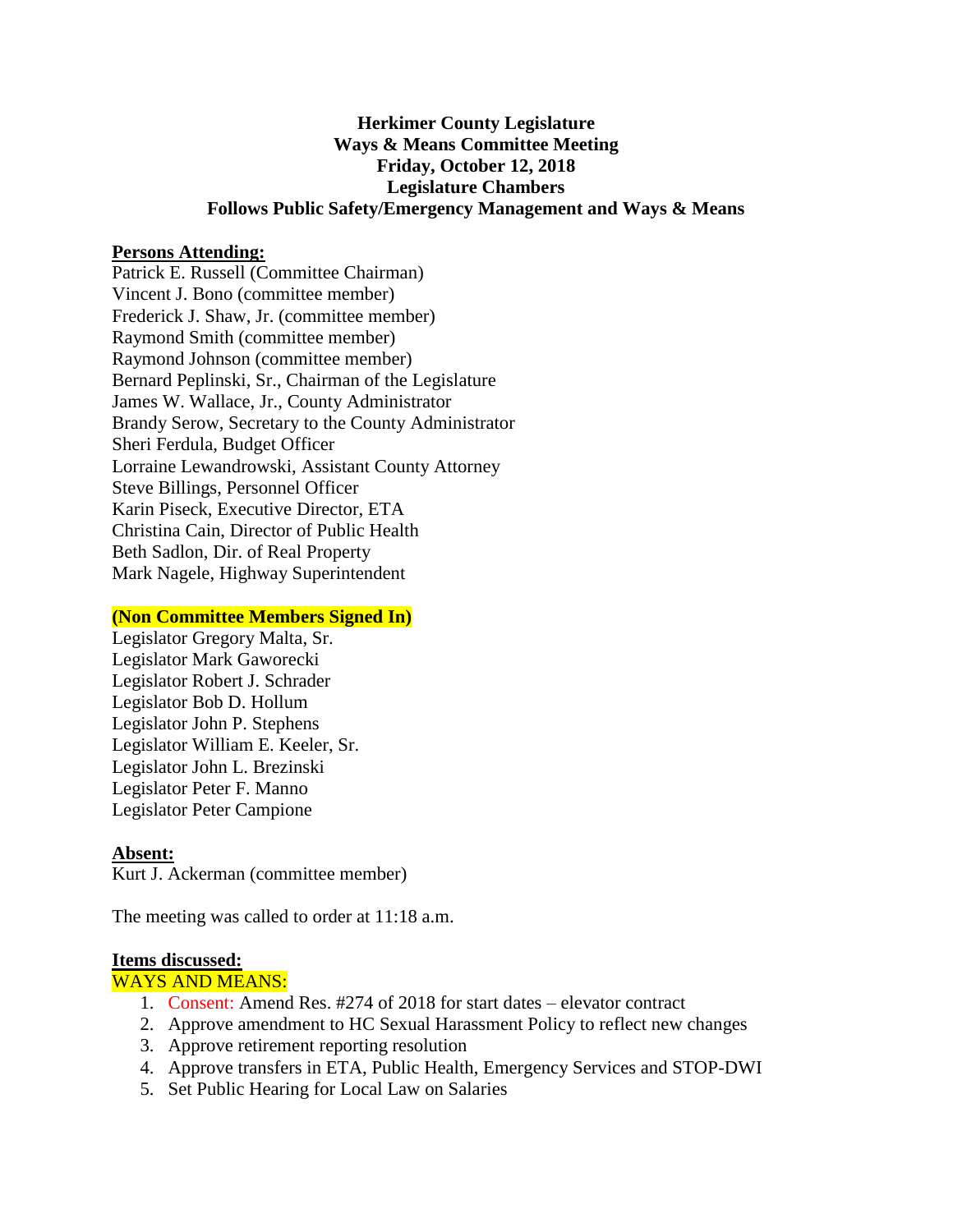**Herkimer County Legislature**
**Ways & Means Committee Meeting**
**Friday, October 12, 2018**
**Legislature Chambers**
**Follows Public Safety/Emergency Management and Ways & Means**

**Persons Attending:**

Patrick E. Russell (Committee Chairman)
Vincent J. Bono (committee member)
Frederick J. Shaw, Jr. (committee member)
Raymond Smith (committee member)
Raymond Johnson (committee member)
Bernard Peplinski, Sr., Chairman of the Legislature
James W. Wallace, Jr., County Administrator
Brandy Serow, Secretary to the County Administrator
Sheri Ferdula, Budget Officer
Lorraine Lewandrowski, Assistant County Attorney
Steve Billings, Personnel Officer
Karin Piseck, Executive Director, ETA
Christina Cain, Director of Public Health
Beth Sadlon, Dir. of Real Property
Mark Nagele, Highway Superintendent

**(Non Committee Members Signed In)**

Legislator Gregory Malta, Sr.
Legislator Mark Gaworecki
Legislator Robert J. Schrader
Legislator Bob D. Hollum
Legislator John P. Stephens
Legislator William E. Keeler, Sr.
Legislator John L. Brezinski
Legislator Peter F. Manno
Legislator Peter Campione

**Absent:**

Kurt J. Ackerman (committee member)

The meeting was called to order at 11:18 a.m.

**Items discussed:**

WAYS AND MEANS:

1. Consent: Amend Res. #274 of 2018 for start dates – elevator contract
2. Approve amendment to HC Sexual Harassment Policy to reflect new changes
3. Approve retirement reporting resolution
4. Approve transfers in ETA, Public Health, Emergency Services and STOP-DWI
5. Set Public Hearing for Local Law on Salaries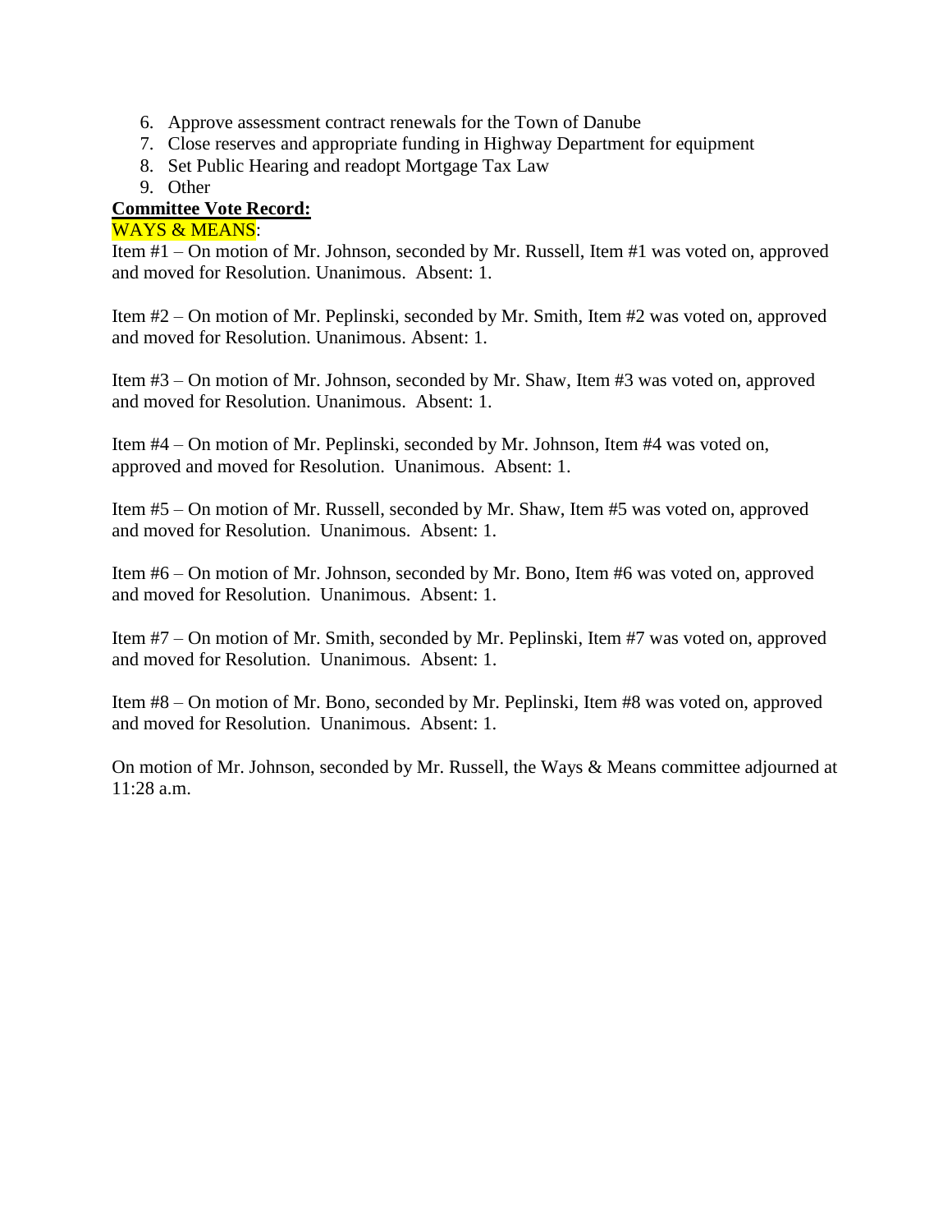6. Approve assessment contract renewals for the Town of Danube
7. Close reserves and appropriate funding in Highway Department for equipment
8. Set Public Hearing and readopt Mortgage Tax Law
9. Other

**Committee Vote Record:**

WAYS & MEANS:

Item #1 – On motion of Mr. Johnson, seconded by Mr. Russell, Item #1 was voted on, approved and moved for Resolution. Unanimous. Absent: 1.

Item #2 – On motion of Mr. Peplinski, seconded by Mr. Smith, Item #2 was voted on, approved and moved for Resolution. Unanimous. Absent: 1.

Item #3 – On motion of Mr. Johnson, seconded by Mr. Shaw, Item #3 was voted on, approved and moved for Resolution. Unanimous. Absent: 1.

Item #4 – On motion of Mr. Peplinski, seconded by Mr. Johnson, Item #4 was voted on, approved and moved for Resolution. Unanimous. Absent: 1.

Item #5 – On motion of Mr. Russell, seconded by Mr. Shaw, Item #5 was voted on, approved and moved for Resolution. Unanimous. Absent: 1.

Item #6 – On motion of Mr. Johnson, seconded by Mr. Bono, Item #6 was voted on, approved and moved for Resolution. Unanimous. Absent: 1.

Item #7 – On motion of Mr. Smith, seconded by Mr. Peplinski, Item #7 was voted on, approved and moved for Resolution. Unanimous. Absent: 1.

Item #8 – On motion of Mr. Bono, seconded by Mr. Peplinski, Item #8 was voted on, approved and moved for Resolution. Unanimous. Absent: 1.

On motion of Mr. Johnson, seconded by Mr. Russell, the Ways & Means committee adjourned at 11:28 a.m.